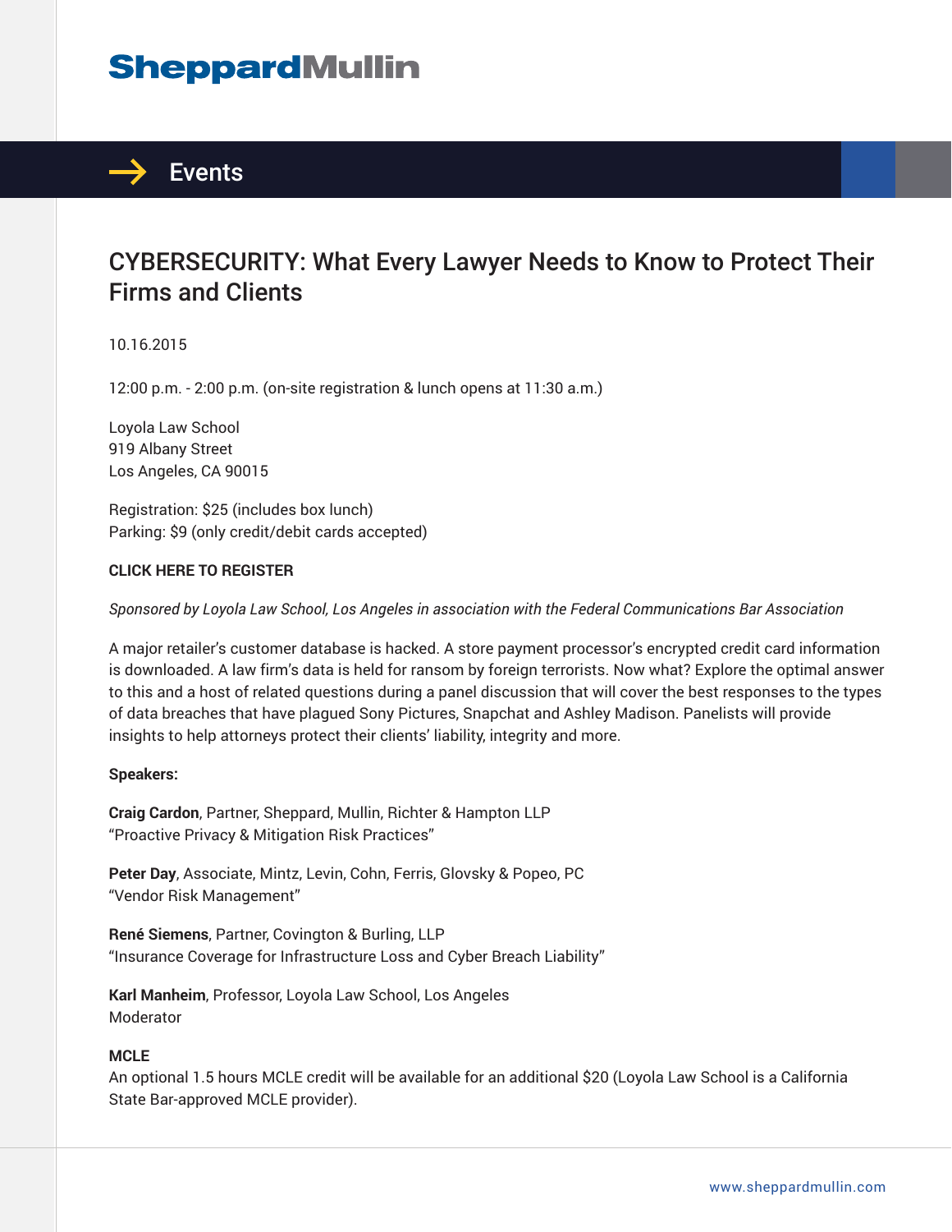# SheppardMullin

## Events

# CYBERSECURITY: What Every Lawyer Needs to Know to Protect Their Firms and Clients

10.16.2015

12:00 p.m. - 2:00 p.m. (on-site registration & lunch opens at 11:30 a.m.)

Loyola Law School
919 Albany Street
Los Angeles, CA 90015

Registration: $25 (includes box lunch)
Parking: $9 (only credit/debit cards accepted)

**CLICK HERE TO REGISTER**

*Sponsored by Loyola Law School, Los Angeles in association with the Federal Communications Bar Association*

A major retailer's customer database is hacked. A store payment processor's encrypted credit card information is downloaded. A law firm's data is held for ransom by foreign terrorists. Now what? Explore the optimal answer to this and a host of related questions during a panel discussion that will cover the best responses to the types of data breaches that have plagued Sony Pictures, Snapchat and Ashley Madison. Panelists will provide insights to help attorneys protect their clients' liability, integrity and more.

**Speakers:**

**Craig Cardon**, Partner, Sheppard, Mullin, Richter & Hampton LLP
"Proactive Privacy & Mitigation Risk Practices"

**Peter Day**, Associate, Mintz, Levin, Cohn, Ferris, Glovsky & Popeo, PC
"Vendor Risk Management"

**René Siemens**, Partner, Covington & Burling, LLP
"Insurance Coverage for Infrastructure Loss and Cyber Breach Liability"

**Karl Manheim**, Professor, Loyola Law School, Los Angeles
Moderator

**MCLE**
An optional 1.5 hours MCLE credit will be available for an additional $20 (Loyola Law School is a California State Bar-approved MCLE provider).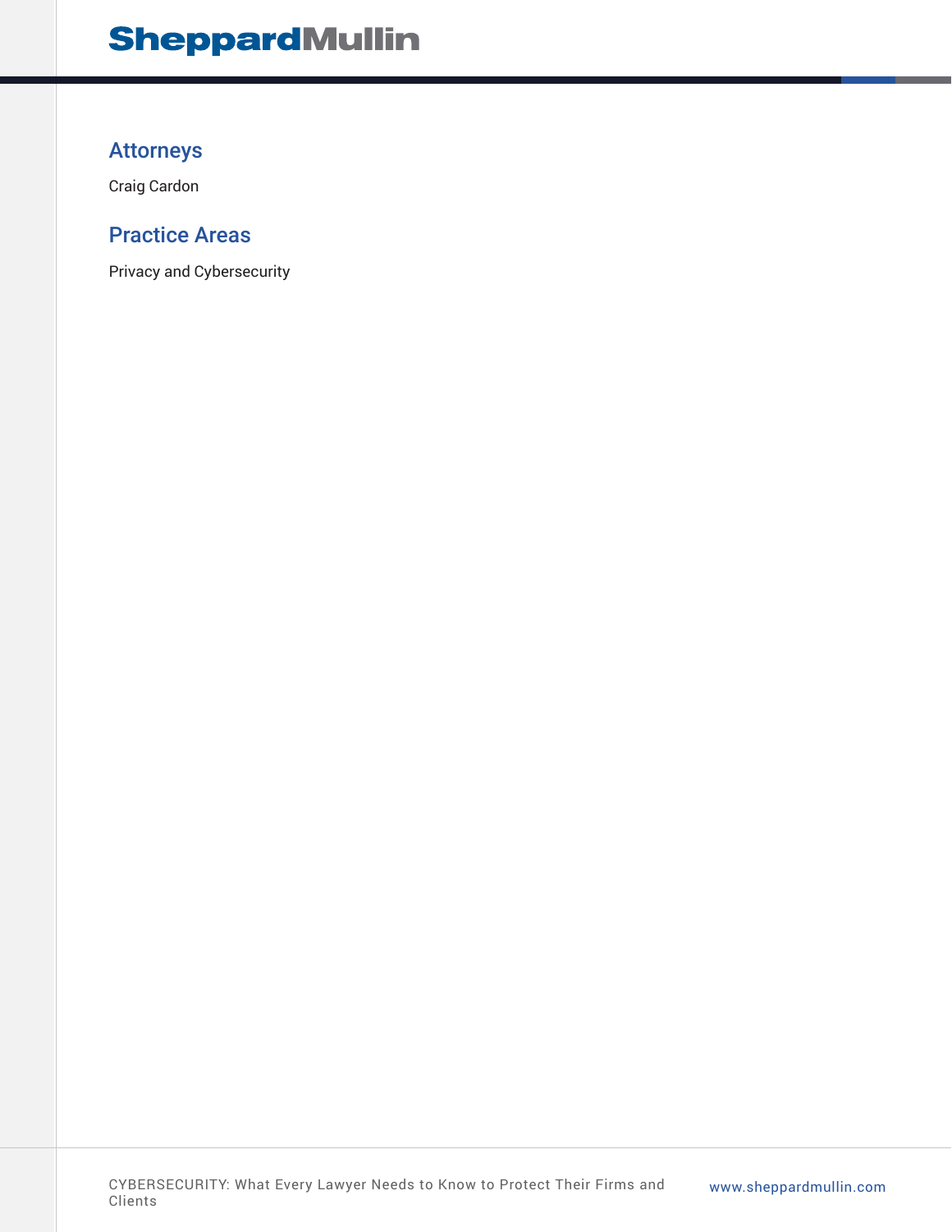## Attorneys

Craig Cardon

## Practice Areas

Privacy and Cybersecurity